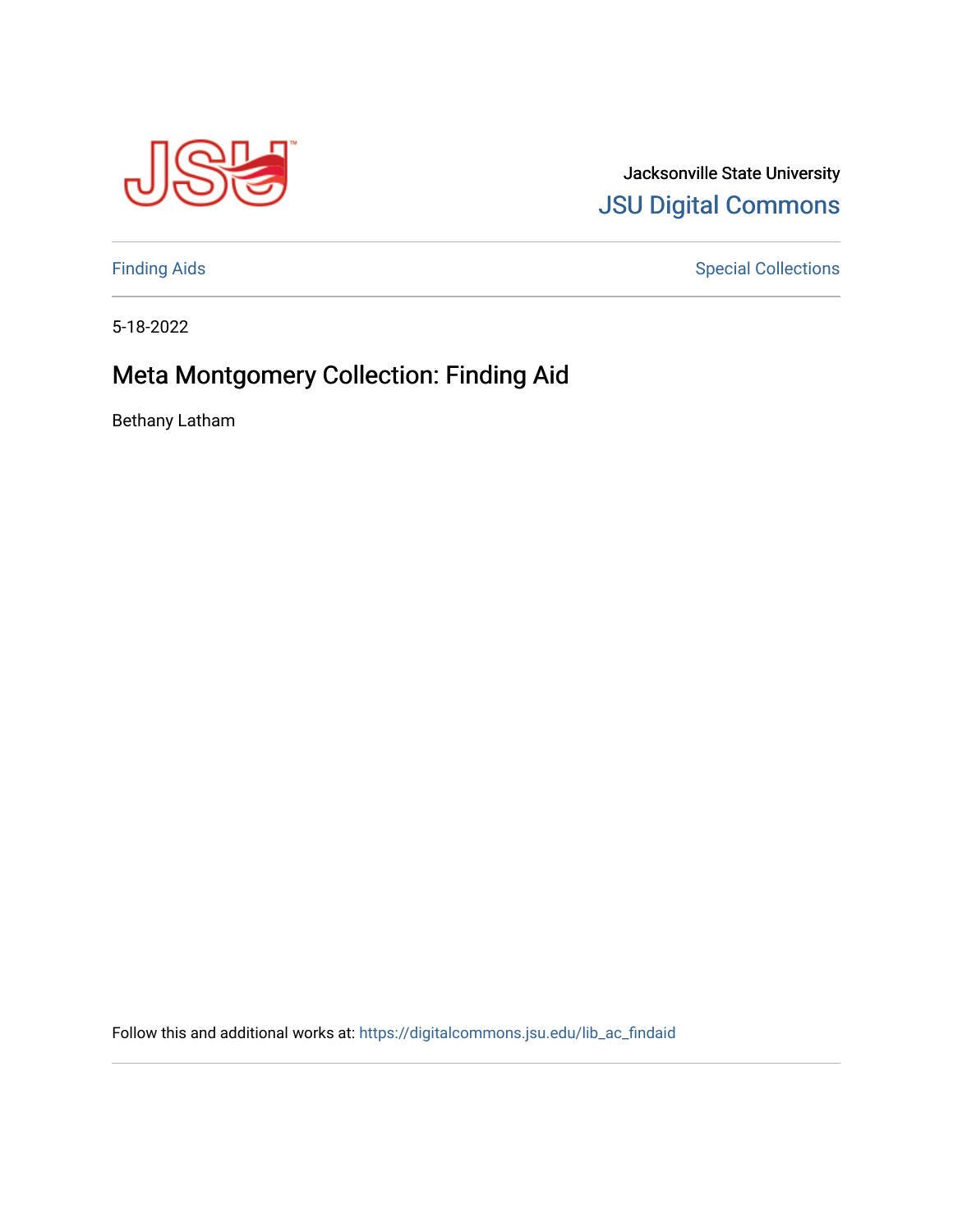Jacksonville State University

JSU Digital Commons

Finding Aids

Special Collections

5-18-2022

# Meta Montgomery Collection: Finding Aid

Bethany Latham

Follow this and additional works at: https://digitalcommons.jsu.edu/lib_ac_findaid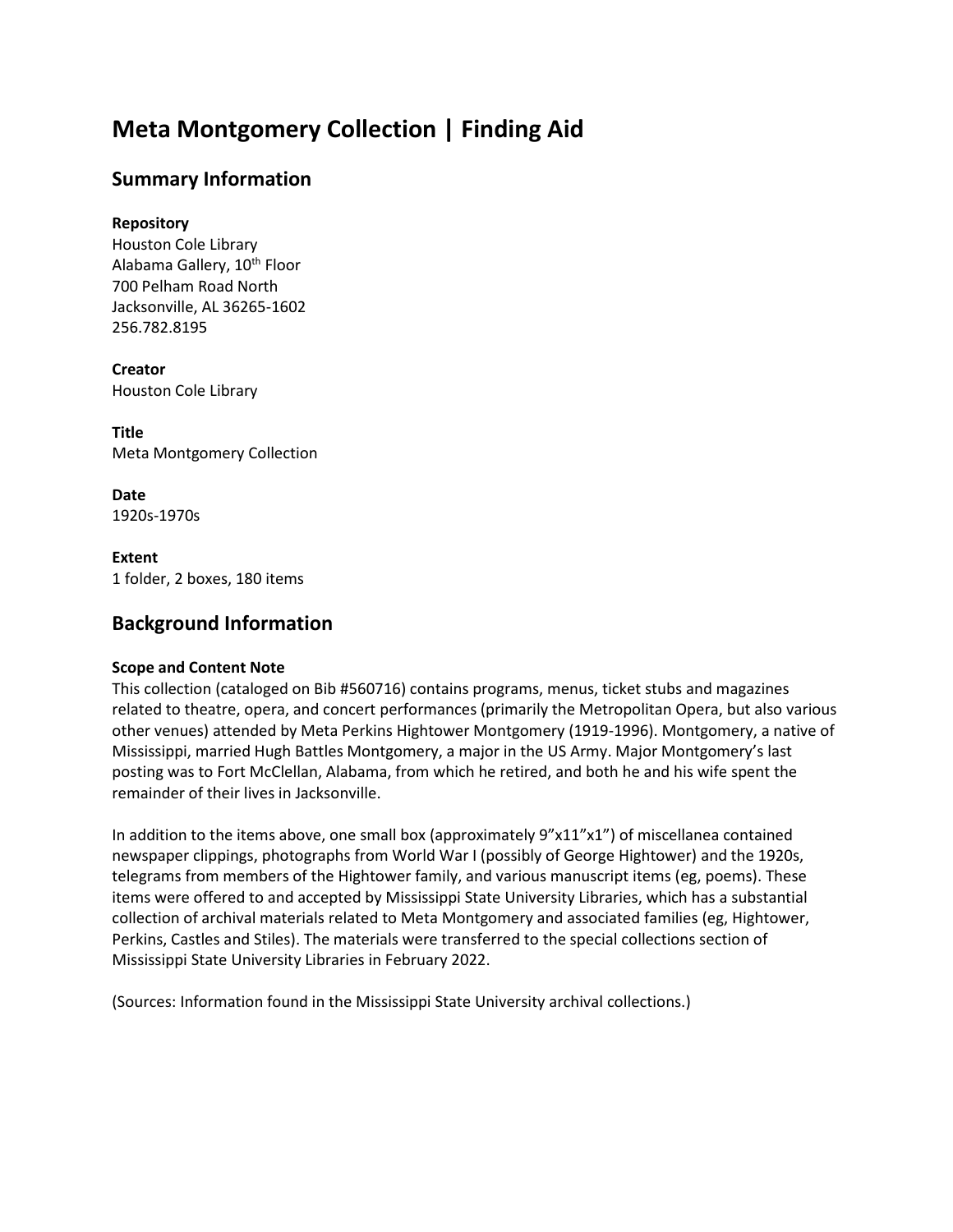# Meta Montgomery Collection | Finding Aid

## Summary Information

**Repository**
Houston Cole Library
Alabama Gallery, 10th Floor
700 Pelham Road North
Jacksonville, AL 36265-1602
256.782.8195

**Creator**
Houston Cole Library

**Title**
Meta Montgomery Collection

**Date**
1920s-1970s

**Extent**
1 folder, 2 boxes, 180 items

## Background Information

**Scope and Content Note**
This collection (cataloged on Bib #560716) contains programs, menus, ticket stubs and magazines related to theatre, opera, and concert performances (primarily the Metropolitan Opera, but also various other venues) attended by Meta Perkins Hightower Montgomery (1919-1996). Montgomery, a native of Mississippi, married Hugh Battles Montgomery, a major in the US Army. Major Montgomery's last posting was to Fort McClellan, Alabama, from which he retired, and both he and his wife spent the remainder of their lives in Jacksonville.

In addition to the items above, one small box (approximately 9"x11"x1") of miscellanea contained newspaper clippings, photographs from World War I (possibly of George Hightower) and the 1920s, telegrams from members of the Hightower family, and various manuscript items (eg, poems). These items were offered to and accepted by Mississippi State University Libraries, which has a substantial collection of archival materials related to Meta Montgomery and associated families (eg, Hightower, Perkins, Castles and Stiles). The materials were transferred to the special collections section of Mississippi State University Libraries in February 2022.

(Sources: Information found in the Mississippi State University archival collections.)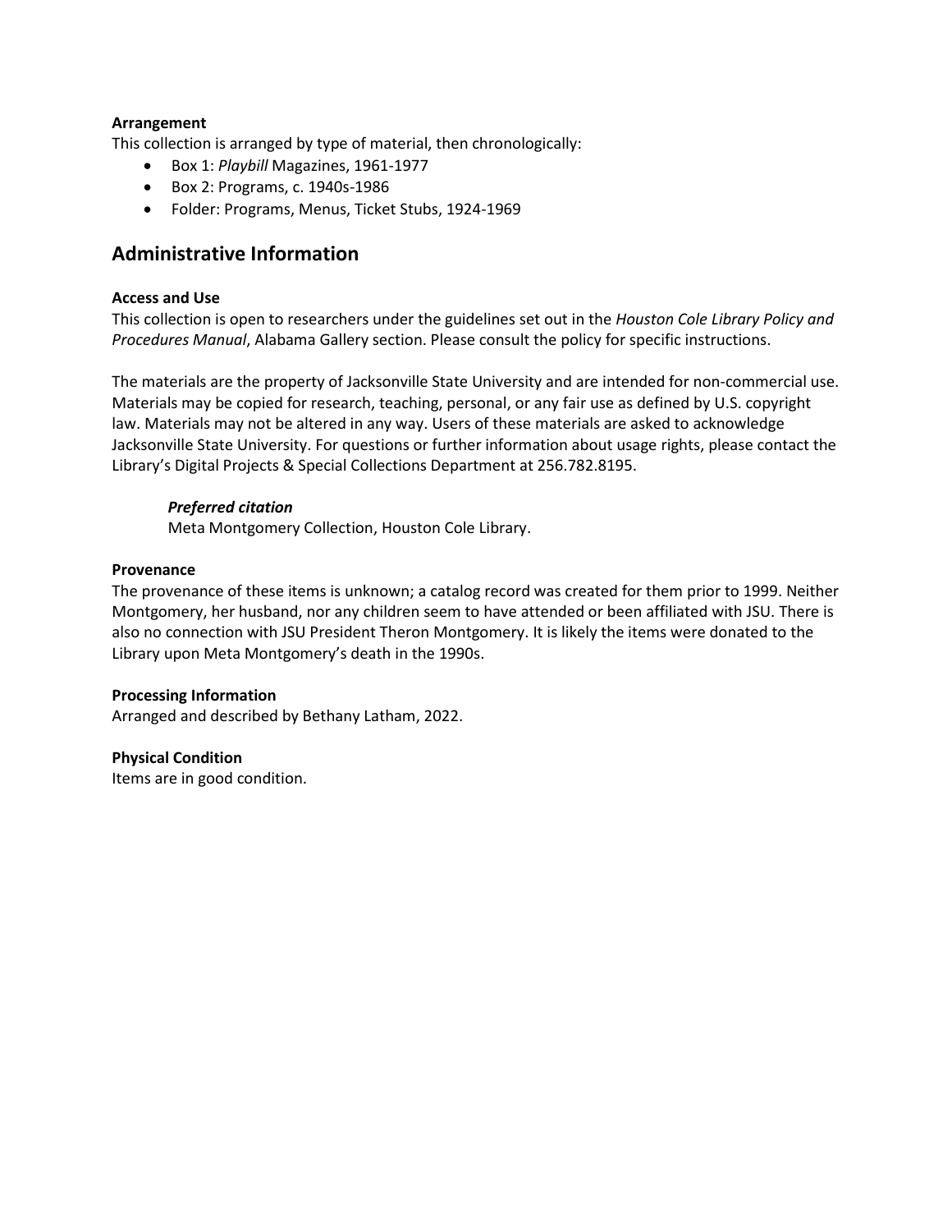**Arrangement**

This collection is arranged by type of material, then chronologically:

- Box 1: *Playbill* Magazines, 1961-1977
- Box 2: Programs, c. 1940s-1986
- Folder: Programs, Menus, Ticket Stubs, 1924-1969

## Administrative Information

**Access and Use**

This collection is open to researchers under the guidelines set out in the *Houston Cole Library Policy and Procedures Manual*, Alabama Gallery section. Please consult the policy for specific instructions.

The materials are the property of Jacksonville State University and are intended for non-commercial use. Materials may be copied for research, teaching, personal, or any fair use as defined by U.S. copyright law. Materials may not be altered in any way. Users of these materials are asked to acknowledge Jacksonville State University. For questions or further information about usage rights, please contact the Library's Digital Projects & Special Collections Department at 256.782.8195.

***Preferred citation***

Meta Montgomery Collection, Houston Cole Library.

**Provenance**

The provenance of these items is unknown; a catalog record was created for them prior to 1999. Neither Montgomery, her husband, nor any children seem to have attended or been affiliated with JSU. There is also no connection with JSU President Theron Montgomery. It is likely the items were donated to the Library upon Meta Montgomery's death in the 1990s.

**Processing Information**

Arranged and described by Bethany Latham, 2022.

**Physical Condition**

Items are in good condition.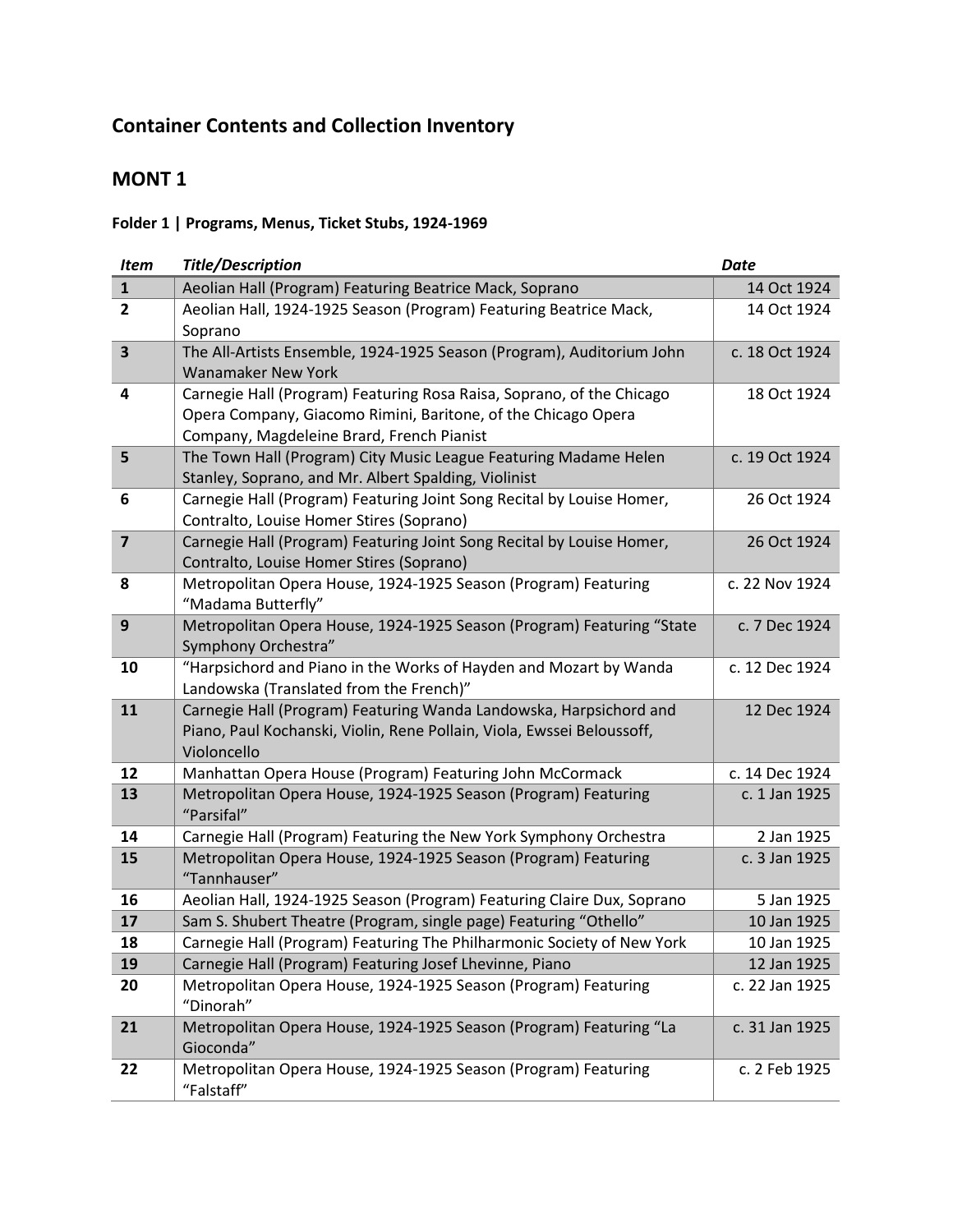## Container Contents and Collection Inventory

## MONT 1

**Folder 1 | Programs, Menus, Ticket Stubs, 1924-1969**

| *Item* | *Title/Description* | *Date* |
|---|---|---|
| **1** | Aeolian Hall (Program) Featuring Beatrice Mack, Soprano | 14 Oct 1924 |
| **2** | Aeolian Hall, 1924-1925 Season (Program) Featuring Beatrice Mack, Soprano | 14 Oct 1924 |
| **3** | The All-Artists Ensemble, 1924-1925 Season (Program), Auditorium John Wanamaker New York | c. 18 Oct 1924 |
| **4** | Carnegie Hall (Program) Featuring Rosa Raisa, Soprano, of the Chicago Opera Company, Giacomo Rimini, Baritone, of the Chicago Opera Company, Magdeleine Brard, French Pianist | 18 Oct 1924 |
| **5** | The Town Hall (Program) City Music League Featuring Madame Helen Stanley, Soprano, and Mr. Albert Spalding, Violinist | c. 19 Oct 1924 |
| **6** | Carnegie Hall (Program) Featuring Joint Song Recital by Louise Homer, Contralto, Louise Homer Stires (Soprano) | 26 Oct 1924 |
| **7** | Carnegie Hall (Program) Featuring Joint Song Recital by Louise Homer, Contralto, Louise Homer Stires (Soprano) | 26 Oct 1924 |
| **8** | Metropolitan Opera House, 1924-1925 Season (Program) Featuring "Madama Butterfly" | c. 22 Nov 1924 |
| **9** | Metropolitan Opera House, 1924-1925 Season (Program) Featuring "State Symphony Orchestra" | c. 7 Dec 1924 |
| **10** | "Harpsichord and Piano in the Works of Hayden and Mozart by Wanda Landowska (Translated from the French)" | c. 12 Dec 1924 |
| **11** | Carnegie Hall (Program) Featuring Wanda Landowska, Harpsichord and Piano, Paul Kochanski, Violin, Rene Pollain, Viola, Ewssei Beloussoff, Violoncello | 12 Dec 1924 |
| **12** | Manhattan Opera House (Program) Featuring John McCormack | c. 14 Dec 1924 |
| **13** | Metropolitan Opera House, 1924-1925 Season (Program) Featuring "Parsifal" | c. 1 Jan 1925 |
| **14** | Carnegie Hall (Program) Featuring the New York Symphony Orchestra | 2 Jan 1925 |
| **15** | Metropolitan Opera House, 1924-1925 Season (Program) Featuring "Tannhauser" | c. 3 Jan 1925 |
| **16** | Aeolian Hall, 1924-1925 Season (Program) Featuring Claire Dux, Soprano | 5 Jan 1925 |
| **17** | Sam S. Shubert Theatre (Program, single page) Featuring "Othello" | 10 Jan 1925 |
| **18** | Carnegie Hall (Program) Featuring The Philharmonic Society of New York | 10 Jan 1925 |
| **19** | Carnegie Hall (Program) Featuring Josef Lhevinne, Piano | 12 Jan 1925 |
| **20** | Metropolitan Opera House, 1924-1925 Season (Program) Featuring "Dinorah" | c. 22 Jan 1925 |
| **21** | Metropolitan Opera House, 1924-1925 Season (Program) Featuring "La Gioconda" | c. 31 Jan 1925 |
| **22** | Metropolitan Opera House, 1924-1925 Season (Program) Featuring "Falstaff" | c. 2 Feb 1925 |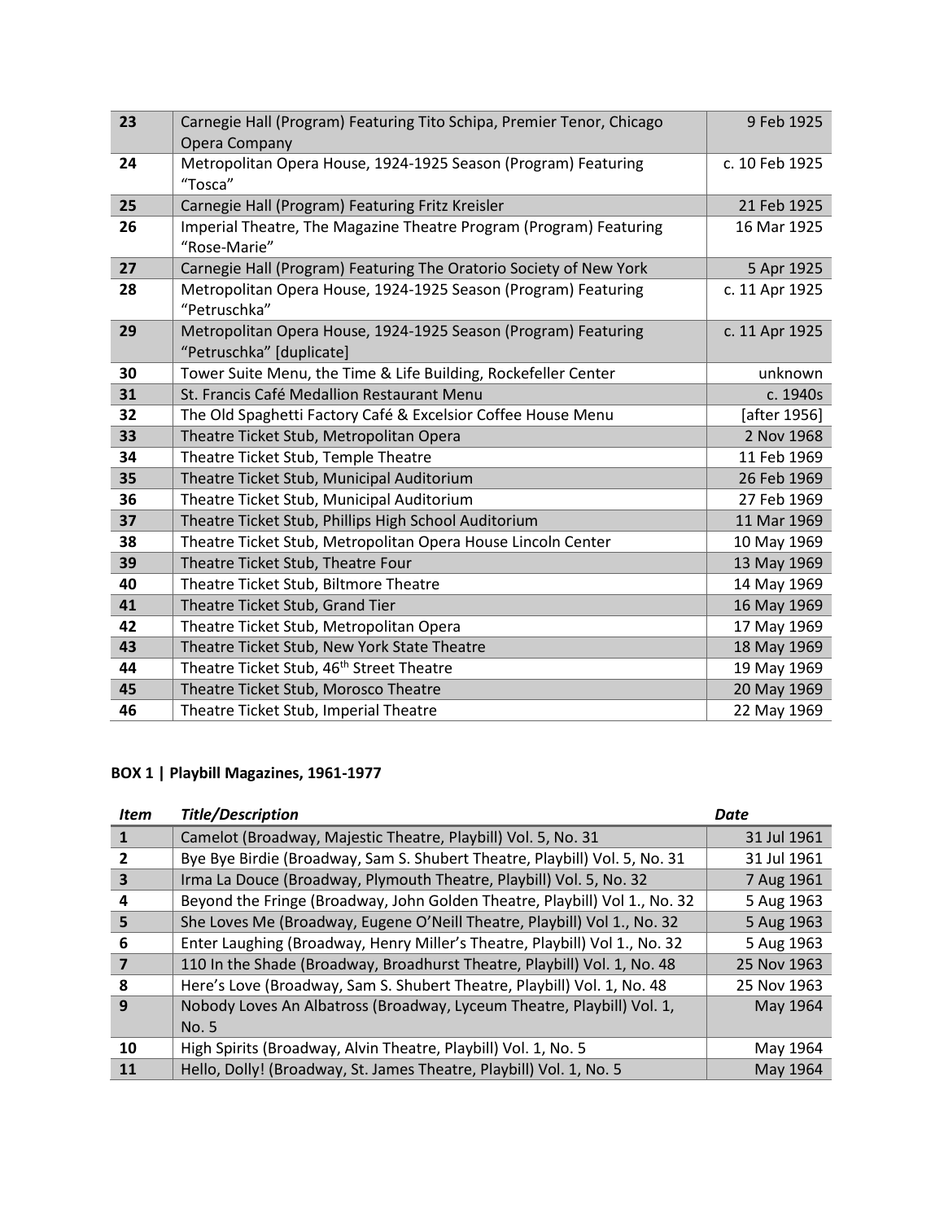| | | |
|---|---|---|
| 23 | Carnegie Hall (Program) Featuring Tito Schipa, Premier Tenor, Chicago Opera Company | 9 Feb 1925 |
| 24 | Metropolitan Opera House, 1924-1925 Season (Program) Featuring "Tosca" | c. 10 Feb 1925 |
| 25 | Carnegie Hall (Program) Featuring Fritz Kreisler | 21 Feb 1925 |
| 26 | Imperial Theatre, The Magazine Theatre Program (Program) Featuring "Rose-Marie" | 16 Mar 1925 |
| 27 | Carnegie Hall (Program) Featuring The Oratorio Society of New York | 5 Apr 1925 |
| 28 | Metropolitan Opera House, 1924-1925 Season (Program) Featuring "Petruschka" | c. 11 Apr 1925 |
| 29 | Metropolitan Opera House, 1924-1925 Season (Program) Featuring "Petruschka" [duplicate] | c. 11 Apr 1925 |
| 30 | Tower Suite Menu, the Time & Life Building, Rockefeller Center | unknown |
| 31 | St. Francis Café Medallion Restaurant Menu | c. 1940s |
| 32 | The Old Spaghetti Factory Café & Excelsior Coffee House Menu | [after 1956] |
| 33 | Theatre Ticket Stub, Metropolitan Opera | 2 Nov 1968 |
| 34 | Theatre Ticket Stub, Temple Theatre | 11 Feb 1969 |
| 35 | Theatre Ticket Stub, Municipal Auditorium | 26 Feb 1969 |
| 36 | Theatre Ticket Stub, Municipal Auditorium | 27 Feb 1969 |
| 37 | Theatre Ticket Stub, Phillips High School Auditorium | 11 Mar 1969 |
| 38 | Theatre Ticket Stub, Metropolitan Opera House Lincoln Center | 10 May 1969 |
| 39 | Theatre Ticket Stub, Theatre Four | 13 May 1969 |
| 40 | Theatre Ticket Stub, Biltmore Theatre | 14 May 1969 |
| 41 | Theatre Ticket Stub, Grand Tier | 16 May 1969 |
| 42 | Theatre Ticket Stub, Metropolitan Opera | 17 May 1969 |
| 43 | Theatre Ticket Stub, New York State Theatre | 18 May 1969 |
| 44 | Theatre Ticket Stub, 46th Street Theatre | 19 May 1969 |
| 45 | Theatre Ticket Stub, Morosco Theatre | 20 May 1969 |
| 46 | Theatre Ticket Stub, Imperial Theatre | 22 May 1969 |

**BOX 1 | Playbill Magazines, 1961-1977**

| *Item* | *Title/Description* | *Date* |
|---|---|---|
| 1 | Camelot (Broadway, Majestic Theatre, Playbill) Vol. 5, No. 31 | 31 Jul 1961 |
| 2 | Bye Bye Birdie (Broadway, Sam S. Shubert Theatre, Playbill) Vol. 5, No. 31 | 31 Jul 1961 |
| 3 | Irma La Douce (Broadway, Plymouth Theatre, Playbill) Vol. 5, No. 32 | 7 Aug 1961 |
| 4 | Beyond the Fringe (Broadway, John Golden Theatre, Playbill) Vol 1., No. 32 | 5 Aug 1963 |
| 5 | She Loves Me (Broadway, Eugene O'Neill Theatre, Playbill) Vol 1., No. 32 | 5 Aug 1963 |
| 6 | Enter Laughing (Broadway, Henry Miller's Theatre, Playbill) Vol 1., No. 32 | 5 Aug 1963 |
| 7 | 110 In the Shade (Broadway, Broadhurst Theatre, Playbill) Vol. 1, No. 48 | 25 Nov 1963 |
| 8 | Here's Love (Broadway, Sam S. Shubert Theatre, Playbill) Vol. 1, No. 48 | 25 Nov 1963 |
| 9 | Nobody Loves An Albatross (Broadway, Lyceum Theatre, Playbill) Vol. 1, No. 5 | May 1964 |
| 10 | High Spirits (Broadway, Alvin Theatre, Playbill) Vol. 1, No. 5 | May 1964 |
| 11 | Hello, Dolly! (Broadway, St. James Theatre, Playbill) Vol. 1, No. 5 | May 1964 |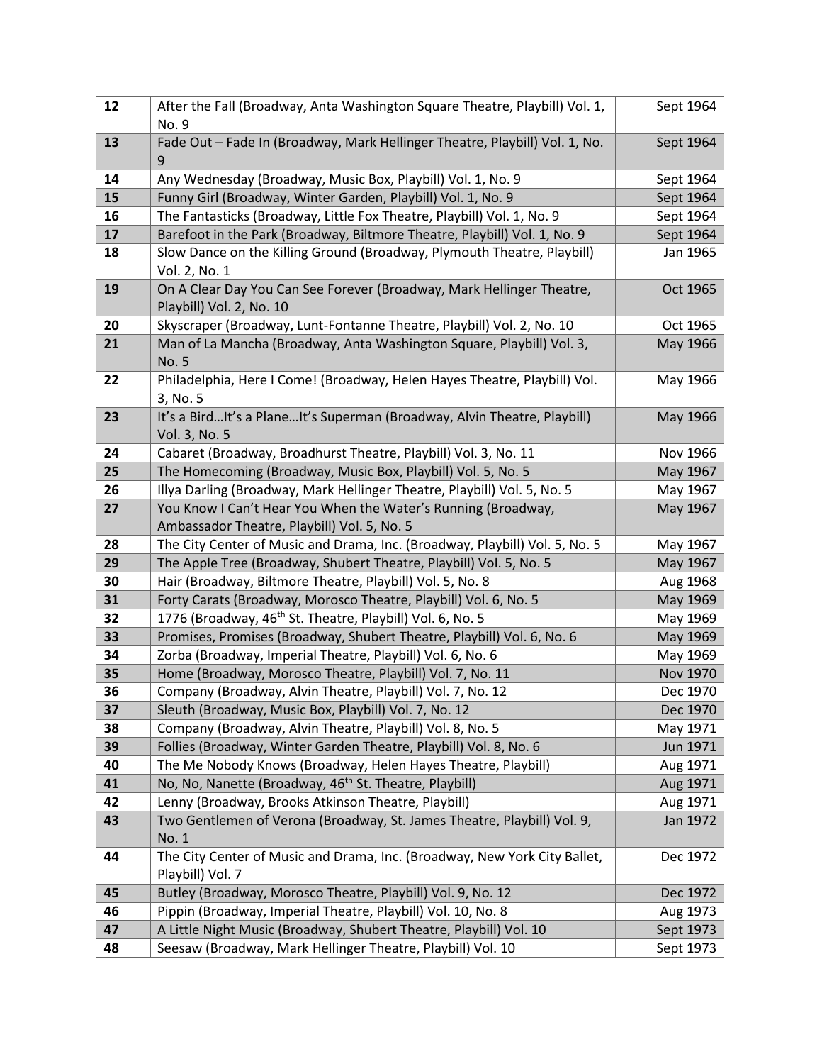| | | |
|---|---|---|
| 12 | After the Fall (Broadway, Anta Washington Square Theatre, Playbill) Vol. 1, No. 9 | Sept 1964 |
| 13 | Fade Out – Fade In (Broadway, Mark Hellinger Theatre, Playbill) Vol. 1, No. 9 | Sept 1964 |
| 14 | Any Wednesday (Broadway, Music Box, Playbill) Vol. 1, No. 9 | Sept 1964 |
| 15 | Funny Girl (Broadway, Winter Garden, Playbill) Vol. 1, No. 9 | Sept 1964 |
| 16 | The Fantasticks (Broadway, Little Fox Theatre, Playbill) Vol. 1, No. 9 | Sept 1964 |
| 17 | Barefoot in the Park (Broadway, Biltmore Theatre, Playbill) Vol. 1, No. 9 | Sept 1964 |
| 18 | Slow Dance on the Killing Ground (Broadway, Plymouth Theatre, Playbill) Vol. 2, No. 1 | Jan 1965 |
| 19 | On A Clear Day You Can See Forever (Broadway, Mark Hellinger Theatre, Playbill) Vol. 2, No. 10 | Oct 1965 |
| 20 | Skyscraper (Broadway, Lunt-Fontanne Theatre, Playbill) Vol. 2, No. 10 | Oct 1965 |
| 21 | Man of La Mancha (Broadway, Anta Washington Square, Playbill) Vol. 3, No. 5 | May 1966 |
| 22 | Philadelphia, Here I Come! (Broadway, Helen Hayes Theatre, Playbill) Vol. 3, No. 5 | May 1966 |
| 23 | It's a Bird…It's a Plane…It's Superman (Broadway, Alvin Theatre, Playbill) Vol. 3, No. 5 | May 1966 |
| 24 | Cabaret (Broadway, Broadhurst Theatre, Playbill) Vol. 3, No. 11 | Nov 1966 |
| 25 | The Homecoming (Broadway, Music Box, Playbill) Vol. 5, No. 5 | May 1967 |
| 26 | Illya Darling (Broadway, Mark Hellinger Theatre, Playbill) Vol. 5, No. 5 | May 1967 |
| 27 | You Know I Can't Hear You When the Water's Running (Broadway, Ambassador Theatre, Playbill) Vol. 5, No. 5 | May 1967 |
| 28 | The City Center of Music and Drama, Inc. (Broadway, Playbill) Vol. 5, No. 5 | May 1967 |
| 29 | The Apple Tree (Broadway, Shubert Theatre, Playbill) Vol. 5, No. 5 | May 1967 |
| 30 | Hair (Broadway, Biltmore Theatre, Playbill) Vol. 5, No. 8 | Aug 1968 |
| 31 | Forty Carats (Broadway, Morosco Theatre, Playbill) Vol. 6, No. 5 | May 1969 |
| 32 | 1776 (Broadway, 46th St. Theatre, Playbill) Vol. 6, No. 5 | May 1969 |
| 33 | Promises, Promises (Broadway, Shubert Theatre, Playbill) Vol. 6, No. 6 | May 1969 |
| 34 | Zorba (Broadway, Imperial Theatre, Playbill) Vol. 6, No. 6 | May 1969 |
| 35 | Home (Broadway, Morosco Theatre, Playbill) Vol. 7, No. 11 | Nov 1970 |
| 36 | Company (Broadway, Alvin Theatre, Playbill) Vol. 7, No. 12 | Dec 1970 |
| 37 | Sleuth (Broadway, Music Box, Playbill) Vol. 7, No. 12 | Dec 1970 |
| 38 | Company (Broadway, Alvin Theatre, Playbill) Vol. 8, No. 5 | May 1971 |
| 39 | Follies (Broadway, Winter Garden Theatre, Playbill) Vol. 8, No. 6 | Jun 1971 |
| 40 | The Me Nobody Knows (Broadway, Helen Hayes Theatre, Playbill) | Aug 1971 |
| 41 | No, No, Nanette (Broadway, 46th St. Theatre, Playbill) | Aug 1971 |
| 42 | Lenny (Broadway, Brooks Atkinson Theatre, Playbill) | Aug 1971 |
| 43 | Two Gentlemen of Verona (Broadway, St. James Theatre, Playbill) Vol. 9, No. 1 | Jan 1972 |
| 44 | The City Center of Music and Drama, Inc. (Broadway, New York City Ballet, Playbill) Vol. 7 | Dec 1972 |
| 45 | Butley (Broadway, Morosco Theatre, Playbill) Vol. 9, No. 12 | Dec 1972 |
| 46 | Pippin (Broadway, Imperial Theatre, Playbill) Vol. 10, No. 8 | Aug 1973 |
| 47 | A Little Night Music (Broadway, Shubert Theatre, Playbill) Vol. 10 | Sept 1973 |
| 48 | Seesaw (Broadway, Mark Hellinger Theatre, Playbill) Vol. 10 | Sept 1973 |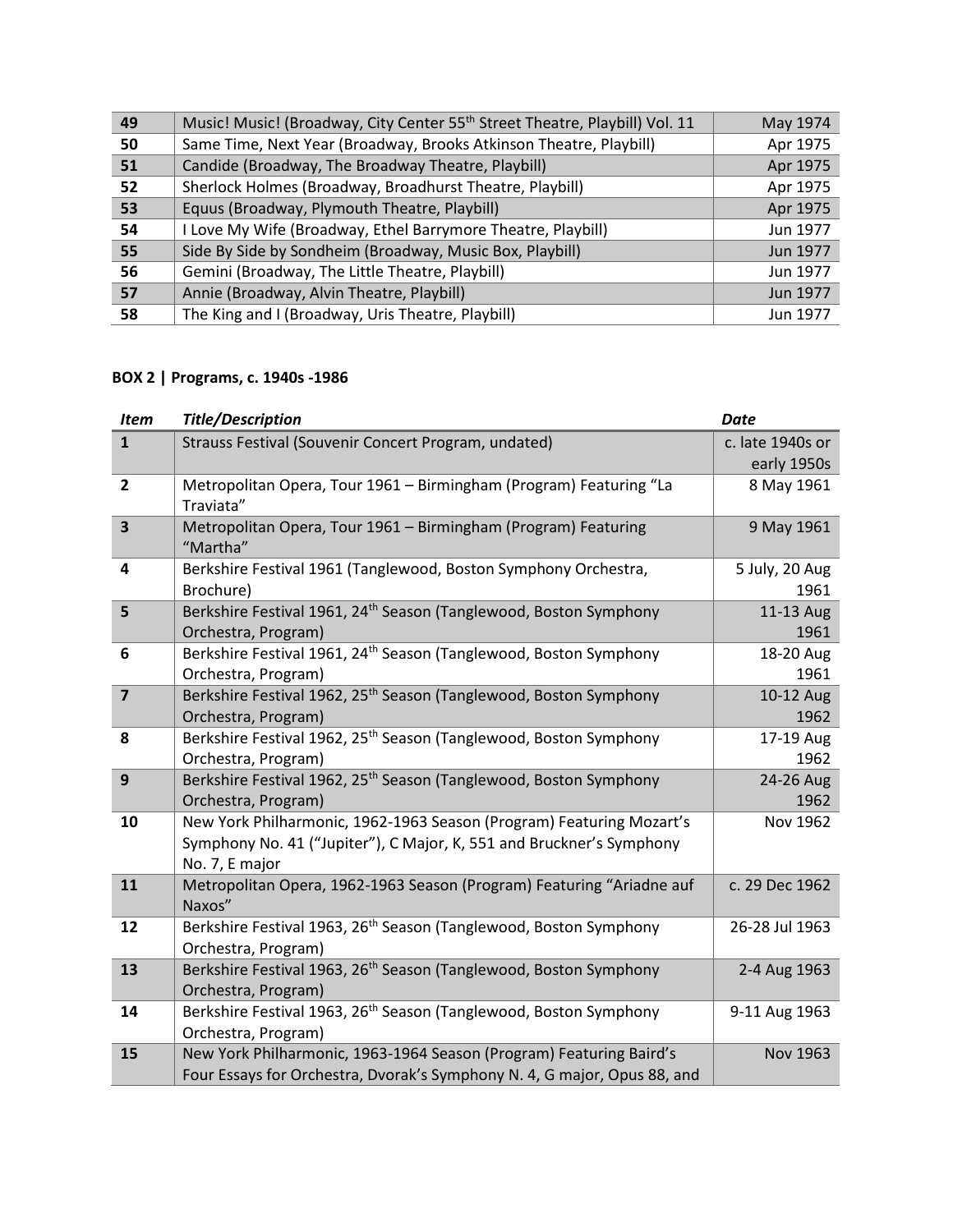| | | |
|---|---|---|
| **49** | Music! Music! (Broadway, City Center 55th Street Theatre, Playbill) Vol. 11 | May 1974 |
| **50** | Same Time, Next Year (Broadway, Brooks Atkinson Theatre, Playbill) | Apr 1975 |
| **51** | Candide (Broadway, The Broadway Theatre, Playbill) | Apr 1975 |
| **52** | Sherlock Holmes (Broadway, Broadhurst Theatre, Playbill) | Apr 1975 |
| **53** | Equus (Broadway, Plymouth Theatre, Playbill) | Apr 1975 |
| **54** | I Love My Wife (Broadway, Ethel Barrymore Theatre, Playbill) | Jun 1977 |
| **55** | Side By Side by Sondheim (Broadway, Music Box, Playbill) | Jun 1977 |
| **56** | Gemini (Broadway, The Little Theatre, Playbill) | Jun 1977 |
| **57** | Annie (Broadway, Alvin Theatre, Playbill) | Jun 1977 |
| **58** | The King and I (Broadway, Uris Theatre, Playbill) | Jun 1977 |

**BOX 2 | Programs, c. 1940s -1986**

| *Item* | *Title/Description* | *Date* |
|---|---|---|
| **1** | Strauss Festival (Souvenir Concert Program, undated) | c. late 1940s or early 1950s |
| **2** | Metropolitan Opera, Tour 1961 – Birmingham (Program) Featuring "La Traviata" | 8 May 1961 |
| **3** | Metropolitan Opera, Tour 1961 – Birmingham (Program) Featuring "Martha" | 9 May 1961 |
| **4** | Berkshire Festival 1961 (Tanglewood, Boston Symphony Orchestra, Brochure) | 5 July, 20 Aug 1961 |
| **5** | Berkshire Festival 1961, 24th Season (Tanglewood, Boston Symphony Orchestra, Program) | 11-13 Aug 1961 |
| **6** | Berkshire Festival 1961, 24th Season (Tanglewood, Boston Symphony Orchestra, Program) | 18-20 Aug 1961 |
| **7** | Berkshire Festival 1962, 25th Season (Tanglewood, Boston Symphony Orchestra, Program) | 10-12 Aug 1962 |
| **8** | Berkshire Festival 1962, 25th Season (Tanglewood, Boston Symphony Orchestra, Program) | 17-19 Aug 1962 |
| **9** | Berkshire Festival 1962, 25th Season (Tanglewood, Boston Symphony Orchestra, Program) | 24-26 Aug 1962 |
| **10** | New York Philharmonic, 1962-1963 Season (Program) Featuring Mozart's Symphony No. 41 ("Jupiter"), C Major, K, 551 and Bruckner's Symphony No. 7, E major | Nov 1962 |
| **11** | Metropolitan Opera, 1962-1963 Season (Program) Featuring "Ariadne auf Naxos" | c. 29 Dec 1962 |
| **12** | Berkshire Festival 1963, 26th Season (Tanglewood, Boston Symphony Orchestra, Program) | 26-28 Jul 1963 |
| **13** | Berkshire Festival 1963, 26th Season (Tanglewood, Boston Symphony Orchestra, Program) | 2-4 Aug 1963 |
| **14** | Berkshire Festival 1963, 26th Season (Tanglewood, Boston Symphony Orchestra, Program) | 9-11 Aug 1963 |
| **15** | New York Philharmonic, 1963-1964 Season (Program) Featuring Baird's Four Essays for Orchestra, Dvorak's Symphony N. 4, G major, Opus 88, and | Nov 1963 |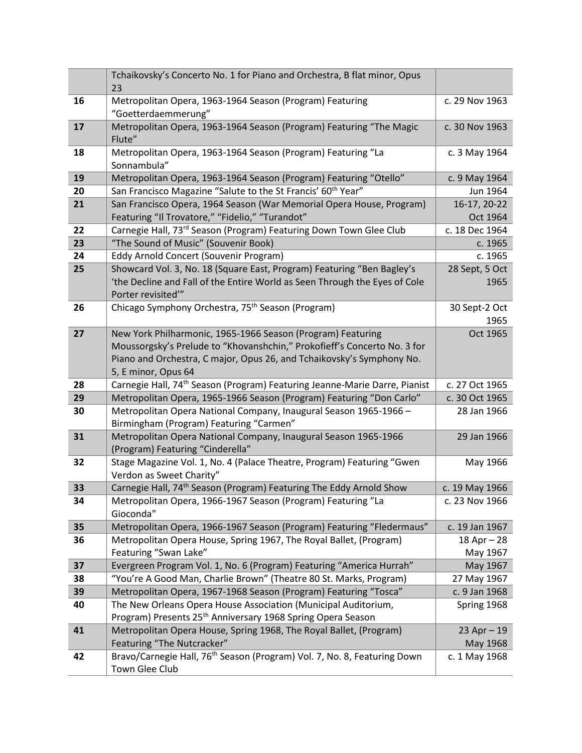| | | |
|---|---|---|
| | Tchaikovsky's Concerto No. 1 for Piano and Orchestra, B flat minor, Opus 23 | |
| **16** | Metropolitan Opera, 1963-1964 Season (Program) Featuring "Goetterdaemmerung" | c. 29 Nov 1963 |
| **17** | Metropolitan Opera, 1963-1964 Season (Program) Featuring "The Magic Flute" | c. 30 Nov 1963 |
| **18** | Metropolitan Opera, 1963-1964 Season (Program) Featuring "La Sonnambula" | c. 3 May 1964 |
| **19** | Metropolitan Opera, 1963-1964 Season (Program) Featuring "Otello" | c. 9 May 1964 |
| **20** | San Francisco Magazine "Salute to the St Francis' 60th Year" | Jun 1964 |
| **21** | San Francisco Opera, 1964 Season (War Memorial Opera House, Program) Featuring "Il Trovatore," "Fidelio," "Turandot" | 16-17, 20-22 Oct 1964 |
| **22** | Carnegie Hall, 73rd Season (Program) Featuring Down Town Glee Club | c. 18 Dec 1964 |
| **23** | "The Sound of Music" (Souvenir Book) | c. 1965 |
| **24** | Eddy Arnold Concert (Souvenir Program) | c. 1965 |
| **25** | Showcard Vol. 3, No. 18 (Square East, Program) Featuring "Ben Bagley's 'the Decline and Fall of the Entire World as Seen Through the Eyes of Cole Porter revisited'" | 28 Sept, 5 Oct 1965 |
| **26** | Chicago Symphony Orchestra, 75th Season (Program) | 30 Sept-2 Oct 1965 |
| **27** | New York Philharmonic, 1965-1966 Season (Program) Featuring Moussorgsky's Prelude to "Khovanshchin," Prokofieff's Concerto No. 3 for Piano and Orchestra, C major, Opus 26, and Tchaikovsky's Symphony No. 5, E minor, Opus 64 | Oct 1965 |
| **28** | Carnegie Hall, 74th Season (Program) Featuring Jeanne-Marie Darre, Pianist | c. 27 Oct 1965 |
| **29** | Metropolitan Opera, 1965-1966 Season (Program) Featuring "Don Carlo" | c. 30 Oct 1965 |
| **30** | Metropolitan Opera National Company, Inaugural Season 1965-1966 – Birmingham (Program) Featuring "Carmen" | 28 Jan 1966 |
| **31** | Metropolitan Opera National Company, Inaugural Season 1965-1966 (Program) Featuring "Cinderella" | 29 Jan 1966 |
| **32** | Stage Magazine Vol. 1, No. 4 (Palace Theatre, Program) Featuring "Gwen Verdon as Sweet Charity" | May 1966 |
| **33** | Carnegie Hall, 74th Season (Program) Featuring The Eddy Arnold Show | c. 19 May 1966 |
| **34** | Metropolitan Opera, 1966-1967 Season (Program) Featuring "La Gioconda" | c. 23 Nov 1966 |
| **35** | Metropolitan Opera, 1966-1967 Season (Program) Featuring "Fledermaus" | c. 19 Jan 1967 |
| **36** | Metropolitan Opera House, Spring 1967, The Royal Ballet, (Program) Featuring "Swan Lake" | 18 Apr – 28 May 1967 |
| **37** | Evergreen Program Vol. 1, No. 6 (Program) Featuring "America Hurrah" | May 1967 |
| **38** | "You're A Good Man, Charlie Brown" (Theatre 80 St. Marks, Program) | 27 May 1967 |
| **39** | Metropolitan Opera, 1967-1968 Season (Program) Featuring "Tosca" | c. 9 Jan 1968 |
| **40** | The New Orleans Opera House Association (Municipal Auditorium, Program) Presents 25th Anniversary 1968 Spring Opera Season | Spring 1968 |
| **41** | Metropolitan Opera House, Spring 1968, The Royal Ballet, (Program) Featuring "The Nutcracker" | 23 Apr – 19 May 1968 |
| **42** | Bravo/Carnegie Hall, 76th Season (Program) Vol. 7, No. 8, Featuring Down Town Glee Club | c. 1 May 1968 |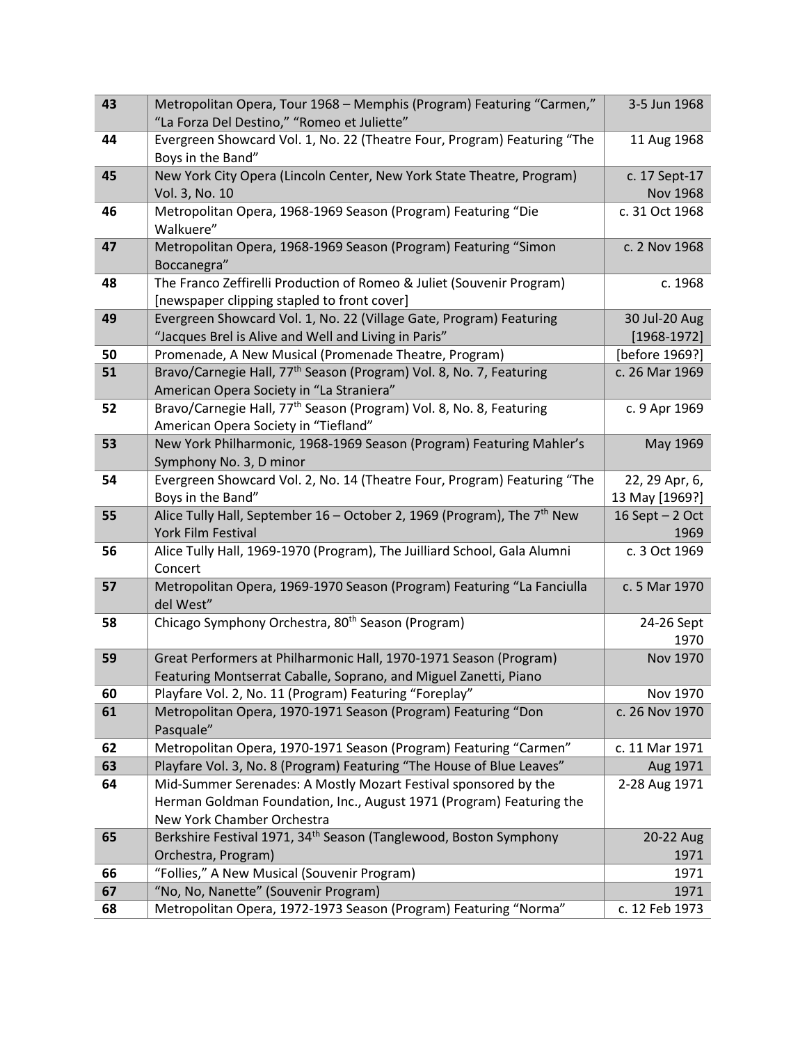| 43 | Metropolitan Opera, Tour 1968 – Memphis (Program) Featuring "Carmen," "La Forza Del Destino," "Romeo et Juliette" | 3-5 Jun 1968 |
|---|---|---|
| 44 | Evergreen Showcard Vol. 1, No. 22 (Theatre Four, Program) Featuring "The Boys in the Band" | 11 Aug 1968 |
| 45 | New York City Opera (Lincoln Center, New York State Theatre, Program) Vol. 3, No. 10 | c. 17 Sept-17 Nov 1968 |
| 46 | Metropolitan Opera, 1968-1969 Season (Program) Featuring "Die Walkuere" | c. 31 Oct 1968 |
| 47 | Metropolitan Opera, 1968-1969 Season (Program) Featuring "Simon Boccanegra" | c. 2 Nov 1968 |
| 48 | The Franco Zeffirelli Production of Romeo & Juliet (Souvenir Program) [newspaper clipping stapled to front cover] | c. 1968 |
| 49 | Evergreen Showcard Vol. 1, No. 22 (Village Gate, Program) Featuring "Jacques Brel is Alive and Well and Living in Paris" | 30 Jul-20 Aug [1968-1972] |
| 50 | Promenade, A New Musical (Promenade Theatre, Program) | [before 1969?] |
| 51 | Bravo/Carnegie Hall, 77th Season (Program) Vol. 8, No. 7, Featuring American Opera Society in "La Straniera" | c. 26 Mar 1969 |
| 52 | Bravo/Carnegie Hall, 77th Season (Program) Vol. 8, No. 8, Featuring American Opera Society in "Tiefland" | c. 9 Apr 1969 |
| 53 | New York Philharmonic, 1968-1969 Season (Program) Featuring Mahler's Symphony No. 3, D minor | May 1969 |
| 54 | Evergreen Showcard Vol. 2, No. 14 (Theatre Four, Program) Featuring "The Boys in the Band" | 22, 29 Apr, 6, 13 May [1969?] |
| 55 | Alice Tully Hall, September 16 – October 2, 1969 (Program), The 7th New York Film Festival | 16 Sept – 2 Oct 1969 |
| 56 | Alice Tully Hall, 1969-1970 (Program), The Juilliard School, Gala Alumni Concert | c. 3 Oct 1969 |
| 57 | Metropolitan Opera, 1969-1970 Season (Program) Featuring "La Fanciulla del West" | c. 5 Mar 1970 |
| 58 | Chicago Symphony Orchestra, 80th Season (Program) | 24-26 Sept 1970 |
| 59 | Great Performers at Philharmonic Hall, 1970-1971 Season (Program) Featuring Montserrat Caballe, Soprano, and Miguel Zanetti, Piano | Nov 1970 |
| 60 | Playfare Vol. 2, No. 11 (Program) Featuring "Foreplay" | Nov 1970 |
| 61 | Metropolitan Opera, 1970-1971 Season (Program) Featuring "Don Pasquale" | c. 26 Nov 1970 |
| 62 | Metropolitan Opera, 1970-1971 Season (Program) Featuring "Carmen" | c. 11 Mar 1971 |
| 63 | Playfare Vol. 3, No. 8 (Program) Featuring "The House of Blue Leaves" | Aug 1971 |
| 64 | Mid-Summer Serenades: A Mostly Mozart Festival sponsored by the Herman Goldman Foundation, Inc., August 1971 (Program) Featuring the New York Chamber Orchestra | 2-28 Aug 1971 |
| 65 | Berkshire Festival 1971, 34th Season (Tanglewood, Boston Symphony Orchestra, Program) | 20-22 Aug 1971 |
| 66 | "Follies," A New Musical (Souvenir Program) | 1971 |
| 67 | "No, No, Nanette" (Souvenir Program) | 1971 |
| 68 | Metropolitan Opera, 1972-1973 Season (Program) Featuring "Norma" | c. 12 Feb 1973 |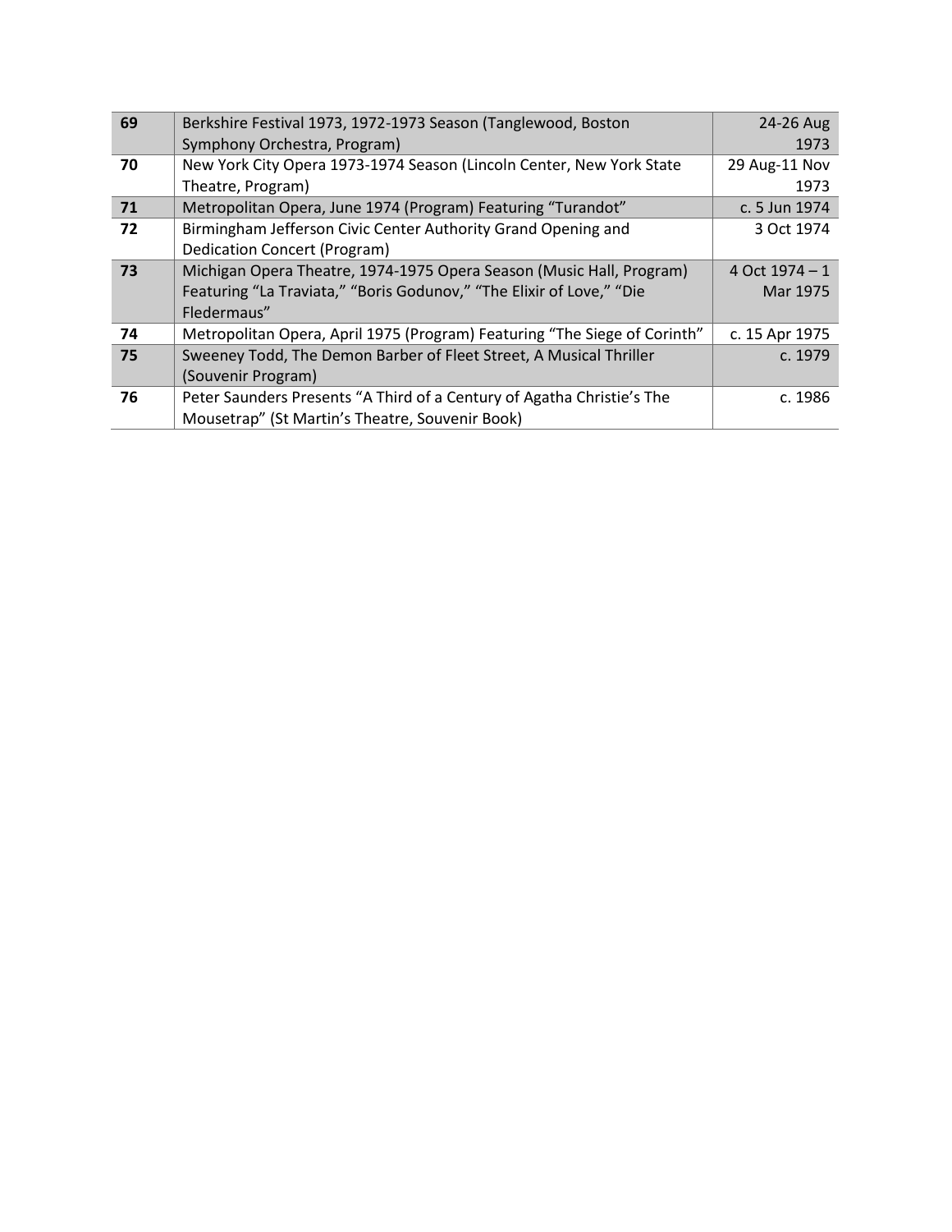| | | |
|---|---|---|
| **69** | Berkshire Festival 1973, 1972-1973 Season (Tanglewood, Boston Symphony Orchestra, Program) | 24-26 Aug 1973 |
| **70** | New York City Opera 1973-1974 Season (Lincoln Center, New York State Theatre, Program) | 29 Aug-11 Nov 1973 |
| **71** | Metropolitan Opera, June 1974 (Program) Featuring “Turandot” | c. 5 Jun 1974 |
| **72** | Birmingham Jefferson Civic Center Authority Grand Opening and Dedication Concert (Program) | 3 Oct 1974 |
| **73** | Michigan Opera Theatre, 1974-1975 Opera Season (Music Hall, Program) Featuring “La Traviata,” “Boris Godunov,” “The Elixir of Love,” “Die Fledermaus” | 4 Oct 1974 – 1 Mar 1975 |
| **74** | Metropolitan Opera, April 1975 (Program) Featuring “The Siege of Corinth” | c. 15 Apr 1975 |
| **75** | Sweeney Todd, The Demon Barber of Fleet Street, A Musical Thriller (Souvenir Program) | c. 1979 |
| **76** | Peter Saunders Presents “A Third of a Century of Agatha Christie’s The Mousetrap” (St Martin’s Theatre, Souvenir Book) | c. 1986 |